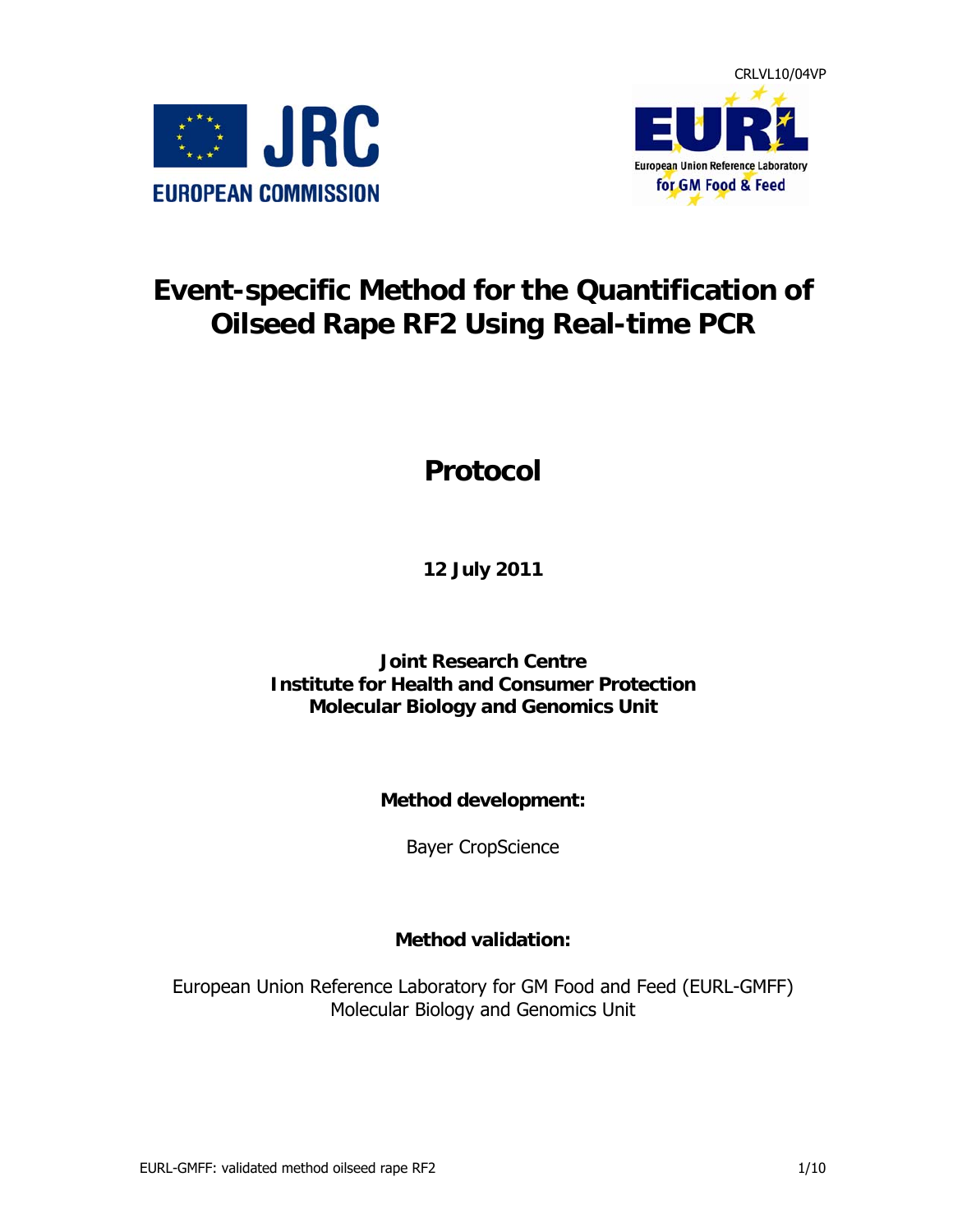CRLVL10/04VP

# Event-specific Method for the Quantification of Oilseed Rape RF2 Using Real-time PCR

## Protocol

**12 July 2011**

**Joint Research Centre**
**Institute for Health and Consumer Protection**
**Molecular Biology and Genomics Unit**

**Method development:**

Bayer CropScience

**Method validation:**

European Union Reference Laboratory for GM Food and Feed (EURL-GMFF)
Molecular Biology and Genomics Unit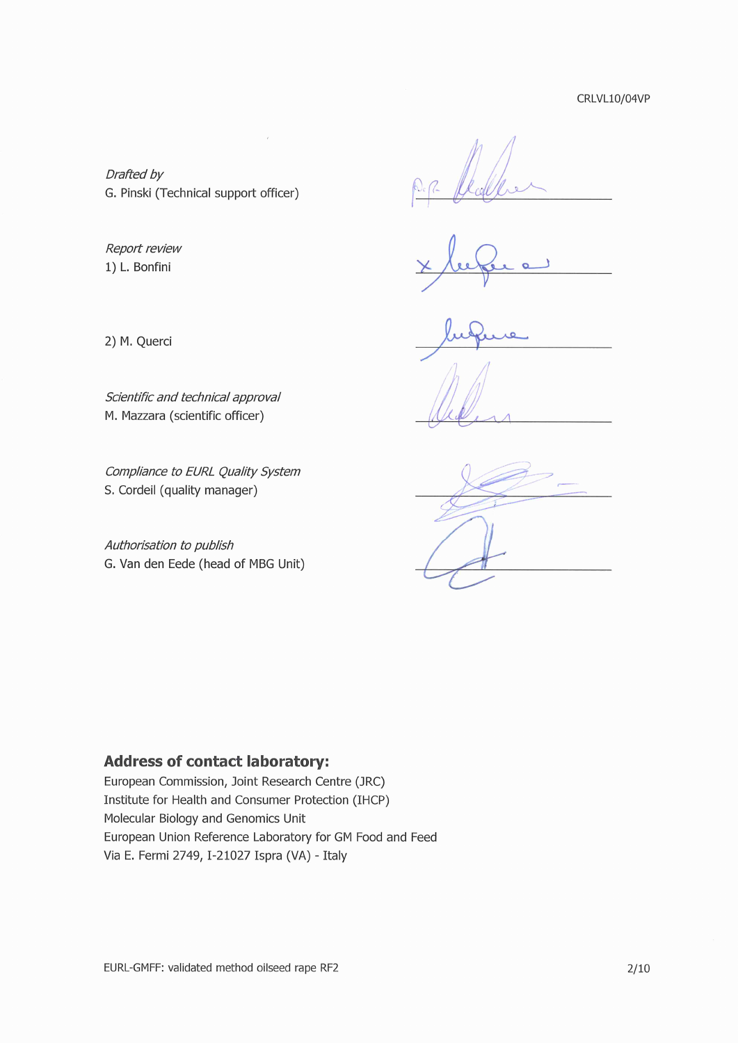CRLVL10/04VP

*Drafted by*
G. Pinski (Technical support officer)

*Report review*
1) L. Bonfini

2) M. Querci

*Scientific and technical approval*
M. Mazzara (scientific officer)

*Compliance to EURL Quality System*
S. Cordeil (quality manager)

*Authorisation to publish*
G. Van den Eede (head of MBG Unit)

**Address of contact laboratory:**

European Commission, Joint Research Centre (JRC)
Institute for Health and Consumer Protection (IHCP)
Molecular Biology and Genomics Unit
European Union Reference Laboratory for GM Food and Feed
Via E. Fermi 2749, I-21027 Ispra (VA) - Italy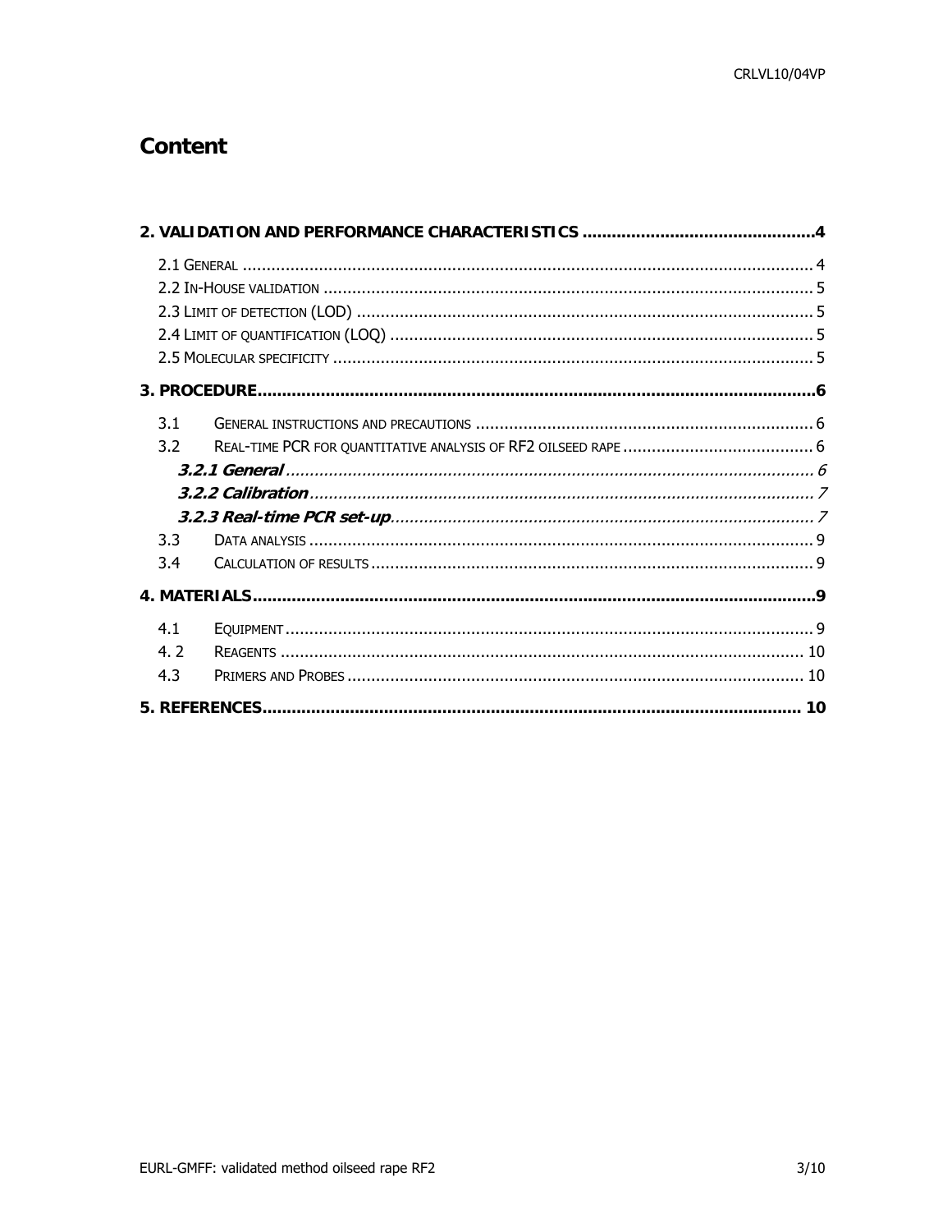# Content

**2. VALIDATION AND PERFORMANCE CHARACTERISTICS ....................................................4**

2.1 General ........................................................................................................ 4
2.2 In-House validation ....................................................................................... 5
2.3 Limit of detection (LOD) ................................................................................ 5
2.4 Limit of quantification (LOQ) ......................................................................... 5
2.5 Molecular specificity ..................................................................................... 5

**3. PROCEDURE........................................................................................................6**

3.1 General instructions and precautions ............................................................... 6
3.2 Real-time PCR for quantitative analysis of RF2 oilseed rape ................................ 6
***3.2.1 General*** ............................................................................................... *6*
***3.2.2 Calibration*** .......................................................................................... *7*
***3.2.3 Real-time PCR set-up*** ......................................................................... *7*
3.3 Data analysis ................................................................................................ 9
3.4 Calculation of results ..................................................................................... 9

**4. MATERIALS..........................................................................................................9**

4.1 Equipment ...................................................................................................... 9
4. 2 Reagents ..................................................................................................... 10
4.3 Primers and Probes ....................................................................................... 10

**5. REFERENCES..................................................................................................... 10**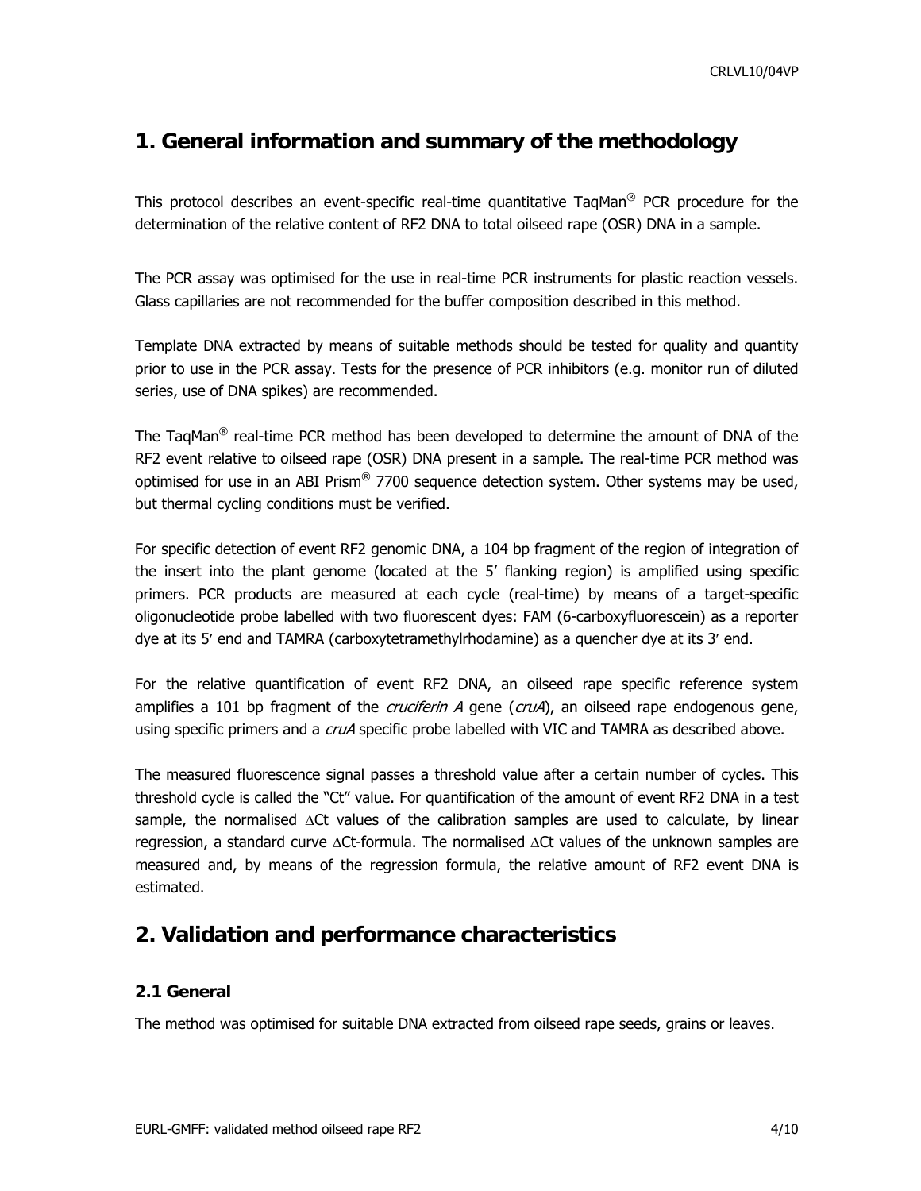# 1. General information and summary of the methodology

This protocol describes an event-specific real-time quantitative TaqMan® PCR procedure for the determination of the relative content of RF2 DNA to total oilseed rape (OSR) DNA in a sample.

The PCR assay was optimised for the use in real-time PCR instruments for plastic reaction vessels. Glass capillaries are not recommended for the buffer composition described in this method.

Template DNA extracted by means of suitable methods should be tested for quality and quantity prior to use in the PCR assay. Tests for the presence of PCR inhibitors (e.g. monitor run of diluted series, use of DNA spikes) are recommended.

The TaqMan® real-time PCR method has been developed to determine the amount of DNA of the RF2 event relative to oilseed rape (OSR) DNA present in a sample. The real-time PCR method was optimised for use in an ABI Prism® 7700 sequence detection system. Other systems may be used, but thermal cycling conditions must be verified.

For specific detection of event RF2 genomic DNA, a 104 bp fragment of the region of integration of the insert into the plant genome (located at the 5′ flanking region) is amplified using specific primers. PCR products are measured at each cycle (real-time) by means of a target-specific oligonucleotide probe labelled with two fluorescent dyes: FAM (6-carboxyfluorescein) as a reporter dye at its 5′ end and TAMRA (carboxytetramethylrhodamine) as a quencher dye at its 3′ end.

For the relative quantification of event RF2 DNA, an oilseed rape specific reference system amplifies a 101 bp fragment of the *cruciferin A* gene (*cruA*), an oilseed rape endogenous gene, using specific primers and a *cruA* specific probe labelled with VIC and TAMRA as described above.

The measured fluorescence signal passes a threshold value after a certain number of cycles. This threshold cycle is called the "Ct" value. For quantification of the amount of event RF2 DNA in a test sample, the normalised $\Delta$Ct values of the calibration samples are used to calculate, by linear regression, a standard curve $\Delta$Ct-formula. The normalised $\Delta$Ct values of the unknown samples are measured and, by means of the regression formula, the relative amount of RF2 event DNA is estimated.

# 2. Validation and performance characteristics

### 2.1 General

The method was optimised for suitable DNA extracted from oilseed rape seeds, grains or leaves.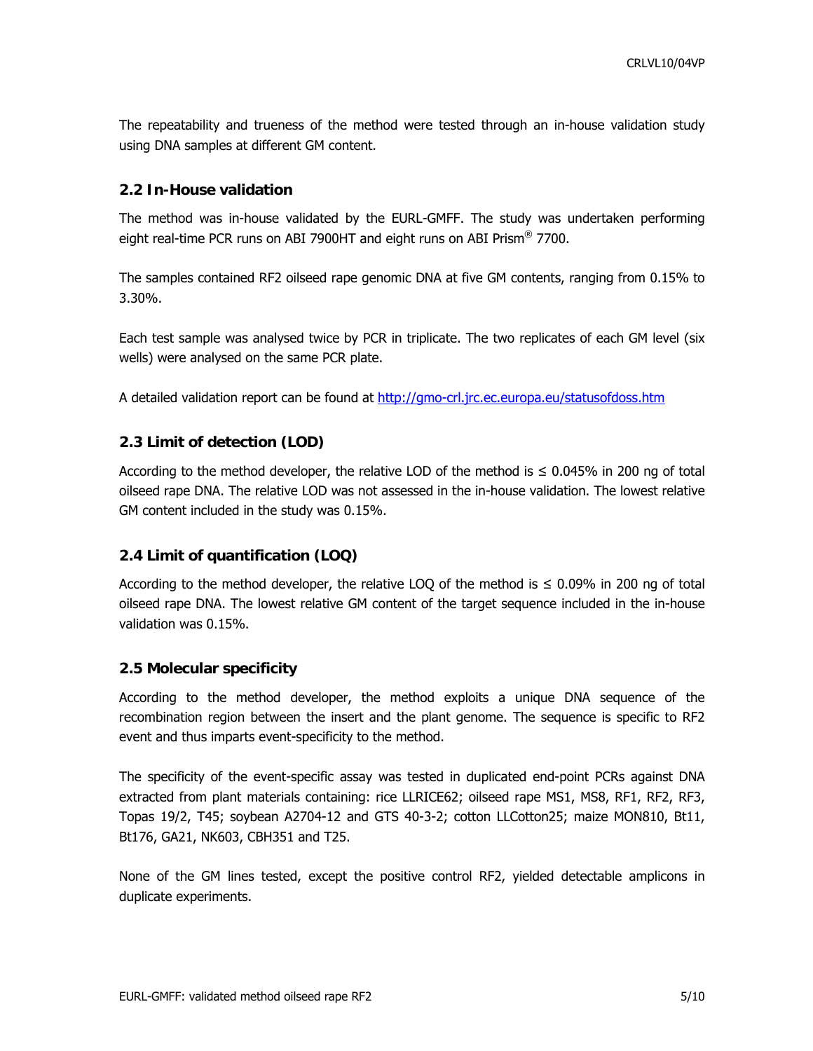The repeatability and trueness of the method were tested through an in-house validation study using DNA samples at different GM content.

### 2.2 In-House validation

The method was in-house validated by the EURL-GMFF. The study was undertaken performing eight real-time PCR runs on ABI 7900HT and eight runs on ABI Prism® 7700.

The samples contained RF2 oilseed rape genomic DNA at five GM contents, ranging from 0.15% to 3.30%.

Each test sample was analysed twice by PCR in triplicate. The two replicates of each GM level (six wells) were analysed on the same PCR plate.

A detailed validation report can be found at http://gmo-crl.jrc.ec.europa.eu/statusofdoss.htm

### 2.3 Limit of detection (LOD)

According to the method developer, the relative LOD of the method is ≤ 0.045% in 200 ng of total oilseed rape DNA. The relative LOD was not assessed in the in-house validation. The lowest relative GM content included in the study was 0.15%.

### 2.4 Limit of quantification (LOQ)

According to the method developer, the relative LOQ of the method is ≤ 0.09% in 200 ng of total oilseed rape DNA. The lowest relative GM content of the target sequence included in the in-house validation was 0.15%.

### 2.5 Molecular specificity

According to the method developer, the method exploits a unique DNA sequence of the recombination region between the insert and the plant genome. The sequence is specific to RF2 event and thus imparts event-specificity to the method.

The specificity of the event-specific assay was tested in duplicated end-point PCRs against DNA extracted from plant materials containing: rice LLRICE62; oilseed rape MS1, MS8, RF1, RF2, RF3, Topas 19/2, T45; soybean A2704-12 and GTS 40-3-2; cotton LLCotton25; maize MON810, Bt11, Bt176, GA21, NK603, CBH351 and T25.

None of the GM lines tested, except the positive control RF2, yielded detectable amplicons in duplicate experiments.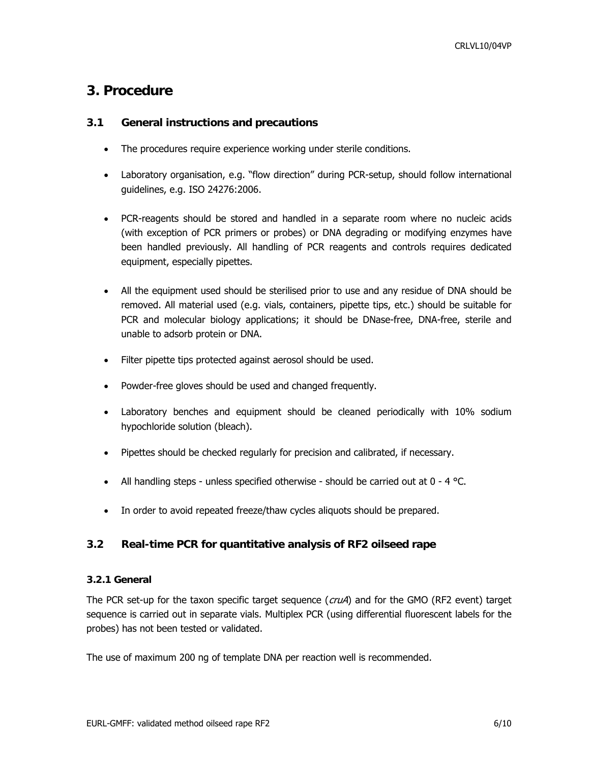# 3. Procedure

## 3.1 General instructions and precautions

- The procedures require experience working under sterile conditions.
- Laboratory organisation, e.g. "flow direction" during PCR-setup, should follow international guidelines, e.g. ISO 24276:2006.
- PCR-reagents should be stored and handled in a separate room where no nucleic acids (with exception of PCR primers or probes) or DNA degrading or modifying enzymes have been handled previously. All handling of PCR reagents and controls requires dedicated equipment, especially pipettes.
- All the equipment used should be sterilised prior to use and any residue of DNA should be removed. All material used (e.g. vials, containers, pipette tips, etc.) should be suitable for PCR and molecular biology applications; it should be DNase-free, DNA-free, sterile and unable to adsorb protein or DNA.
- Filter pipette tips protected against aerosol should be used.
- Powder-free gloves should be used and changed frequently.
- Laboratory benches and equipment should be cleaned periodically with 10% sodium hypochloride solution (bleach).
- Pipettes should be checked regularly for precision and calibrated, if necessary.
- All handling steps - unless specified otherwise - should be carried out at 0 - 4 °C.
- In order to avoid repeated freeze/thaw cycles aliquots should be prepared.

## 3.2 Real-time PCR for quantitative analysis of RF2 oilseed rape

### 3.2.1 General

The PCR set-up for the taxon specific target sequence (*cruA*) and for the GMO (RF2 event) target sequence is carried out in separate vials. Multiplex PCR (using differential fluorescent labels for the probes) has not been tested or validated.

The use of maximum 200 ng of template DNA per reaction well is recommended.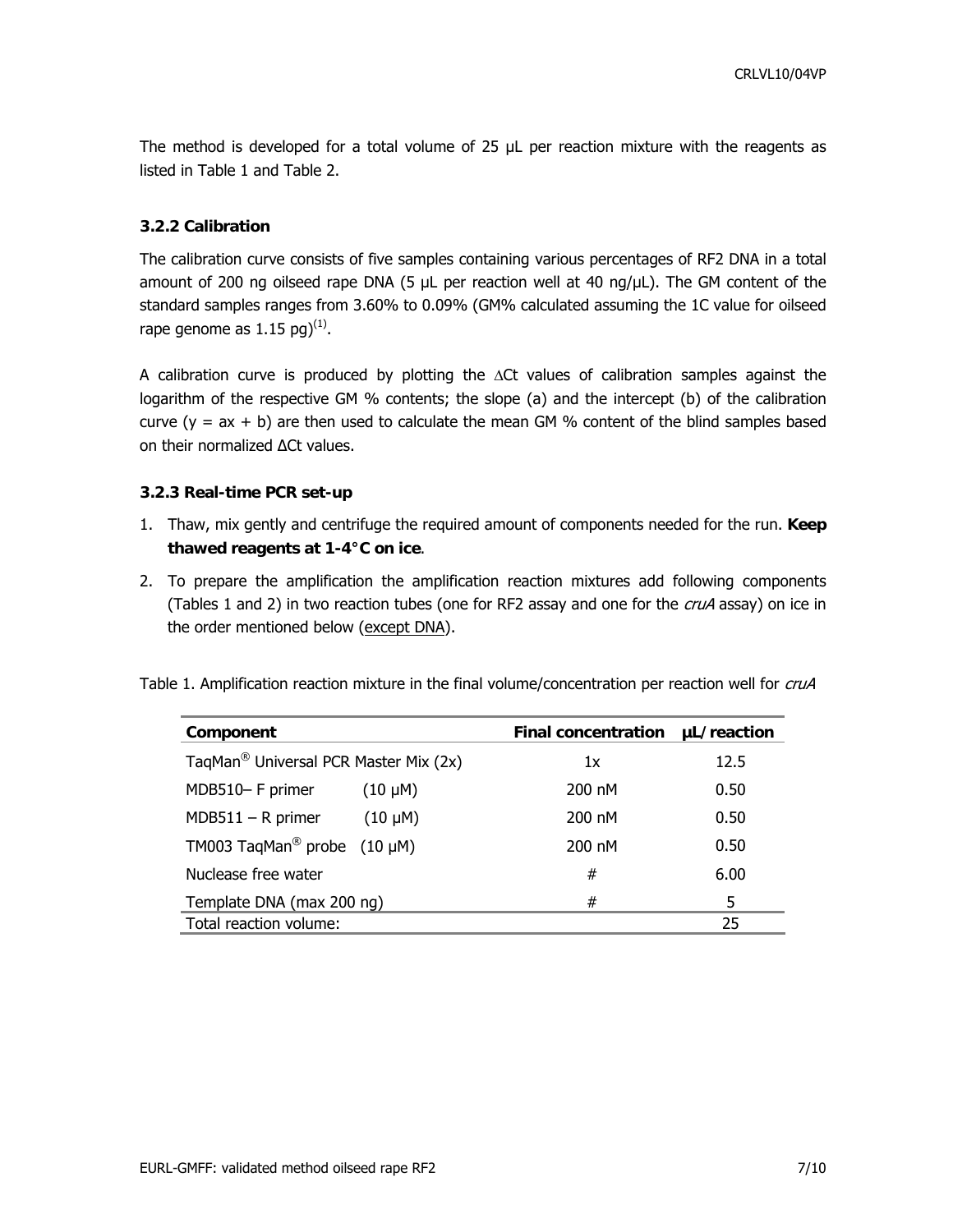The method is developed for a total volume of 25 µL per reaction mixture with the reagents as listed in Table 1 and Table 2.

### 3.2.2 Calibration

The calibration curve consists of five samples containing various percentages of RF2 DNA in a total amount of 200 ng oilseed rape DNA (5 µL per reaction well at 40 ng/µL). The GM content of the standard samples ranges from 3.60% to 0.09% (GM% calculated assuming the 1C value for oilseed rape genome as 1.15 pg)[1].

A calibration curve is produced by plotting the ∆Ct values of calibration samples against the logarithm of the respective GM % contents; the slope (a) and the intercept (b) of the calibration curve ($y = ax + b$) are then used to calculate the mean GM % content of the blind samples based on their normalized ∆Ct values.

### 3.2.3 Real-time PCR set-up

1. Thaw, mix gently and centrifuge the required amount of components needed for the run. **Keep thawed reagents at 1-4°C on ice**.
2. To prepare the amplification the amplification reaction mixtures add following components (Tables 1 and 2) in two reaction tubes (one for RF2 assay and one for the *cruA* assay) on ice in the order mentioned below (except DNA).

Table 1. Amplification reaction mixture in the final volume/concentration per reaction well for *cruA*

| Component | Final concentration | µL/reaction |
|---|---|---|
| TaqMan® Universal PCR Master Mix (2x) | 1x | 12.5 |
| MDB510– F primer (10 µM) | 200 nM | 0.50 |
| MDB511 – R primer (10 µM) | 200 nM | 0.50 |
| TM003 TaqMan® probe (10 µM) | 200 nM | 0.50 |
| Nuclease free water | # | 6.00 |
| Template DNA (max 200 ng) | # | 5 |
| Total reaction volume: | | 25 |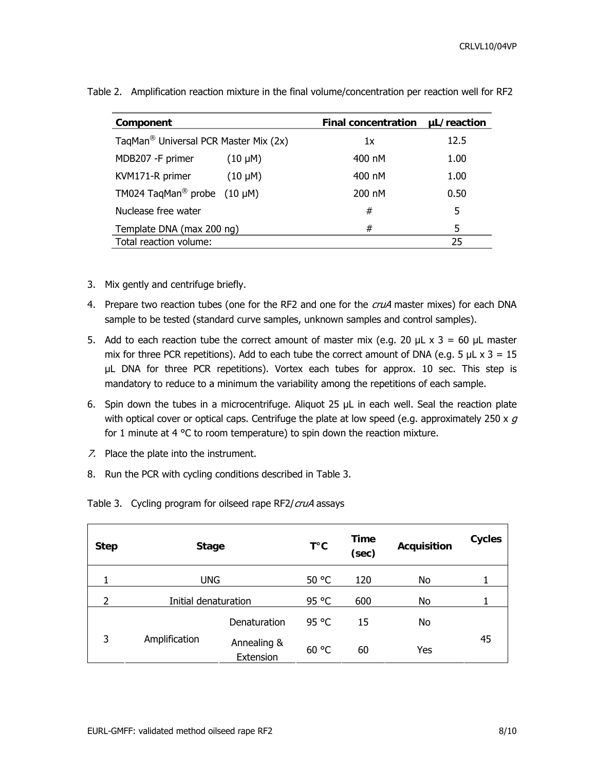Table 2. Amplification reaction mixture in the final volume/concentration per reaction well for RF2

| Component | | Final concentration | µL/reaction |
|---|---|---|---|
| TaqMan® Universal PCR Master Mix (2x) | | 1x | 12.5 |
| MDB207 -F primer | (10 µM) | 400 nM | 1.00 |
| KVM171-R primer | (10 µM) | 400 nM | 1.00 |
| TM024 TaqMan® probe | (10 µM) | 200 nM | 0.50 |
| Nuclease free water | | # | 5 |
| Template DNA (max 200 ng) | | # | 5 |
| Total reaction volume: | | | 25 |

3. Mix gently and centrifuge briefly.
4. Prepare two reaction tubes (one for the RF2 and one for the *cruA* master mixes) for each DNA sample to be tested (standard curve samples, unknown samples and control samples).
5. Add to each reaction tube the correct amount of master mix (e.g. 20 µL x 3 = 60 µL master mix for three PCR repetitions). Add to each tube the correct amount of DNA (e.g. 5 µL x 3 = 15 µL DNA for three PCR repetitions). Vortex each tubes for approx. 10 sec. This step is mandatory to reduce to a minimum the variability among the repetitions of each sample.
6. Spin down the tubes in a microcentrifuge. Aliquot 25 µL in each well. Seal the reaction plate with optical cover or optical caps. Centrifuge the plate at low speed (e.g. approximately 250 x *g* for 1 minute at 4 °C to room temperature) to spin down the reaction mixture.
7. Place the plate into the instrument.
8. Run the PCR with cycling conditions described in Table 3.

Table 3. Cycling program for oilseed rape RF2/*cruA* assays

| Step | Stage | | T°C | Time (sec) | Acquisition | Cycles |
|---|---|---|---|---|---|---|
| 1 | UNG | | 50 °C | 120 | No | 1 |
| 2 | Initial denaturation | | 95 °C | 600 | No | 1 |
| 3 | Amplification | Denaturation | 95 °C | 15 | No | 45 |
| | | Annealing & Extension | 60 °C | 60 | Yes | |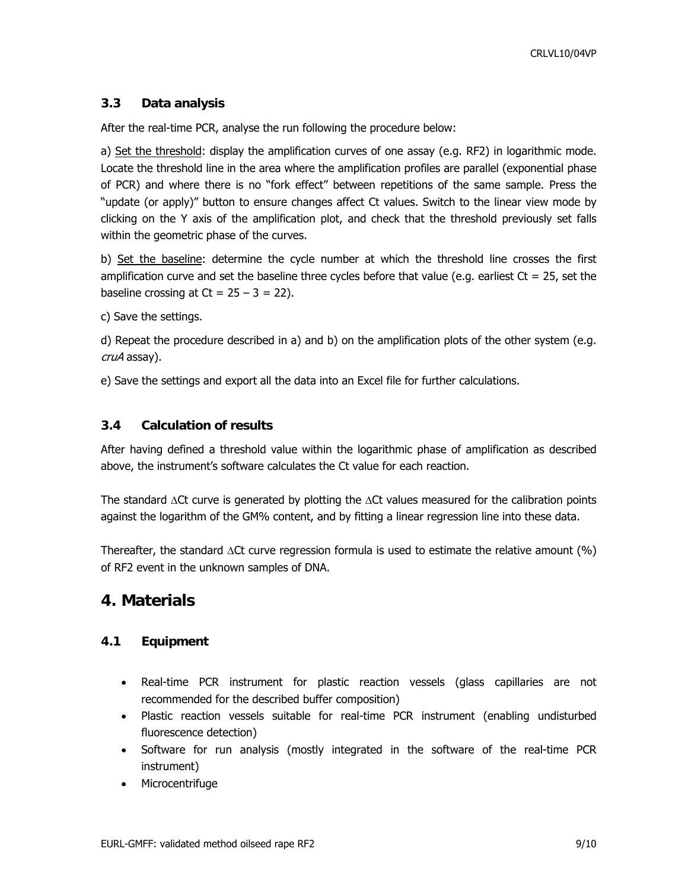### 3.3 Data analysis

After the real-time PCR, analyse the run following the procedure below:

a) Set the threshold: display the amplification curves of one assay (e.g. RF2) in logarithmic mode. Locate the threshold line in the area where the amplification profiles are parallel (exponential phase of PCR) and where there is no "fork effect" between repetitions of the same sample. Press the "update (or apply)" button to ensure changes affect Ct values. Switch to the linear view mode by clicking on the Y axis of the amplification plot, and check that the threshold previously set falls within the geometric phase of the curves.

b) Set the baseline: determine the cycle number at which the threshold line crosses the first amplification curve and set the baseline three cycles before that value (e.g. earliest Ct = 25, set the baseline crossing at Ct = 25 – 3 = 22).

c) Save the settings.

d) Repeat the procedure described in a) and b) on the amplification plots of the other system (e.g. *cruA* assay).

e) Save the settings and export all the data into an Excel file for further calculations.

### 3.4 Calculation of results

After having defined a threshold value within the logarithmic phase of amplification as described above, the instrument's software calculates the Ct value for each reaction.

The standard $\Delta$Ct curve is generated by plotting the $\Delta$Ct values measured for the calibration points against the logarithm of the GM% content, and by fitting a linear regression line into these data.

Thereafter, the standard $\Delta$Ct curve regression formula is used to estimate the relative amount (%) of RF2 event in the unknown samples of DNA.

## 4. Materials

### 4.1 Equipment

- Real-time PCR instrument for plastic reaction vessels (glass capillaries are not recommended for the described buffer composition)
- Plastic reaction vessels suitable for real-time PCR instrument (enabling undisturbed fluorescence detection)
- Software for run analysis (mostly integrated in the software of the real-time PCR instrument)
- Microcentrifuge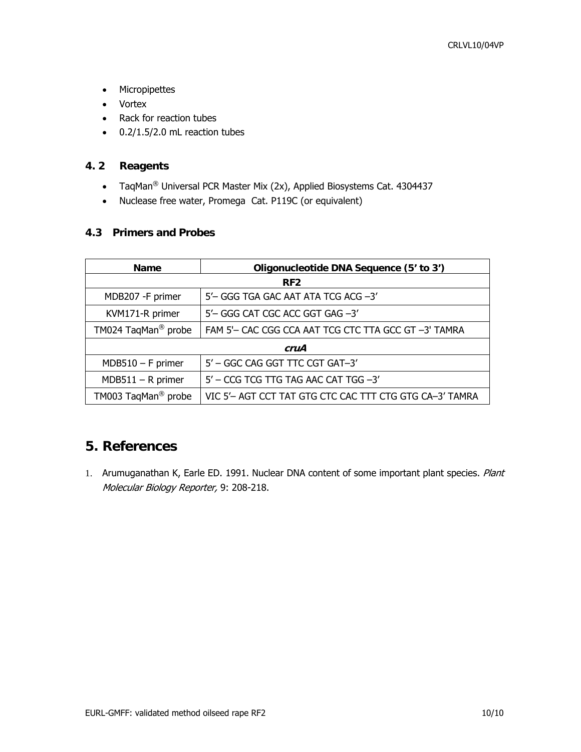- Micropipettes
- Vortex
- Rack for reaction tubes
- 0.2/1.5/2.0 mL reaction tubes

### 4. 2 Reagents

- TaqMan® Universal PCR Master Mix (2x), Applied Biosystems Cat. 4304437
- Nuclease free water, Promega Cat. P119C (or equivalent)

### 4.3 Primers and Probes

| Name | Oligonucleotide DNA Sequence (5' to 3') |
|---|---|
| **RF2** | |
| MDB207 -F primer | 5'– GGG TGA GAC AAT ATA TCG ACG –3' |
| KVM171-R primer | 5'– GGG CAT CGC ACC GGT GAG –3' |
| TM024 TaqMan® probe | FAM 5'– CAC CGG CCA AAT TCG CTC TTA GCC GT –3' TAMRA |
| ***cruA*** | |
| MDB510 – F primer | 5' – GGC CAG GGT TTC CGT GAT–3' |
| MDB511 – R primer | 5' – CCG TCG TTG TAG AAC CAT TGG –3' |
| TM003 TaqMan® probe | VIC 5'– AGT CCT TAT GTG CTC CAC TTT CTG GTG CA–3' TAMRA |

## 5. References

1. Arumuganathan K, Earle ED. 1991. Nuclear DNA content of some important plant species. *Plant Molecular Biology Reporter,* 9: 208-218.